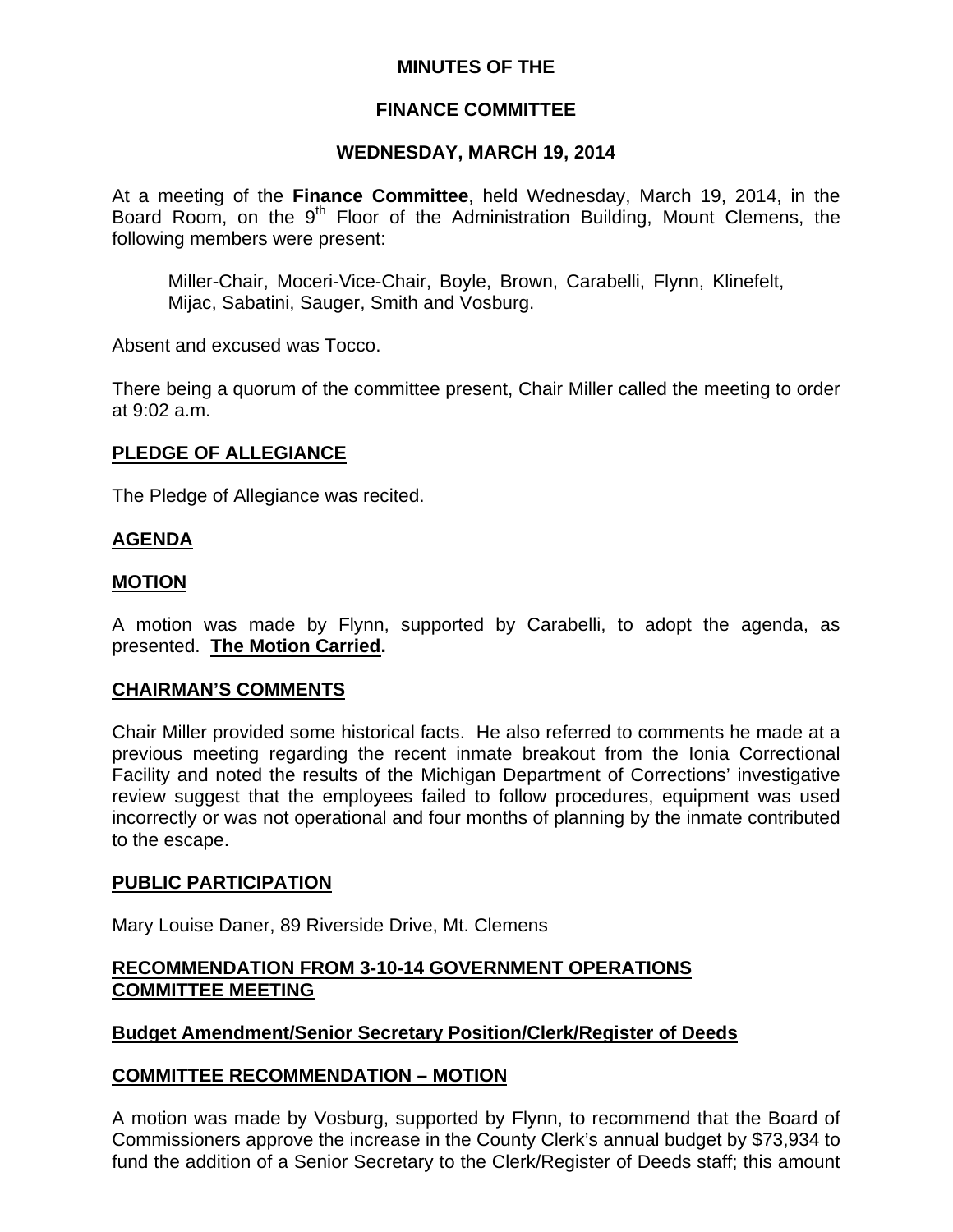**MINUTES OF THE**

**FINANCE COMMITTEE**

**WEDNESDAY, MARCH 19, 2014**

At a meeting of the **Finance Committee**, held Wednesday, March 19, 2014, in the Board Room, on the 9th Floor of the Administration Building, Mount Clemens, the following members were present:

> Miller-Chair, Moceri-Vice-Chair, Boyle, Brown, Carabelli, Flynn, Klinefelt, Mijac, Sabatini, Sauger, Smith and Vosburg.

Absent and excused was Tocco.

There being a quorum of the committee present, Chair Miller called the meeting to order at 9:02 a.m.

**PLEDGE OF ALLEGIANCE**

The Pledge of Allegiance was recited.

**AGENDA**

**MOTION**

A motion was made by Flynn, supported by Carabelli, to adopt the agenda, as presented. **The Motion Carried.**

**CHAIRMAN'S COMMENTS**

Chair Miller provided some historical facts. He also referred to comments he made at a previous meeting regarding the recent inmate breakout from the Ionia Correctional Facility and noted the results of the Michigan Department of Corrections' investigative review suggest that the employees failed to follow procedures, equipment was used incorrectly or was not operational and four months of planning by the inmate contributed to the escape.

**PUBLIC PARTICIPATION**

Mary Louise Daner, 89 Riverside Drive, Mt. Clemens

**RECOMMENDATION FROM 3-10-14 GOVERNMENT OPERATIONS COMMITTEE MEETING**

**Budget Amendment/Senior Secretary Position/Clerk/Register of Deeds**

**COMMITTEE RECOMMENDATION – MOTION**

A motion was made by Vosburg, supported by Flynn, to recommend that the Board of Commissioners approve the increase in the County Clerk's annual budget by $73,934 to fund the addition of a Senior Secretary to the Clerk/Register of Deeds staff; this amount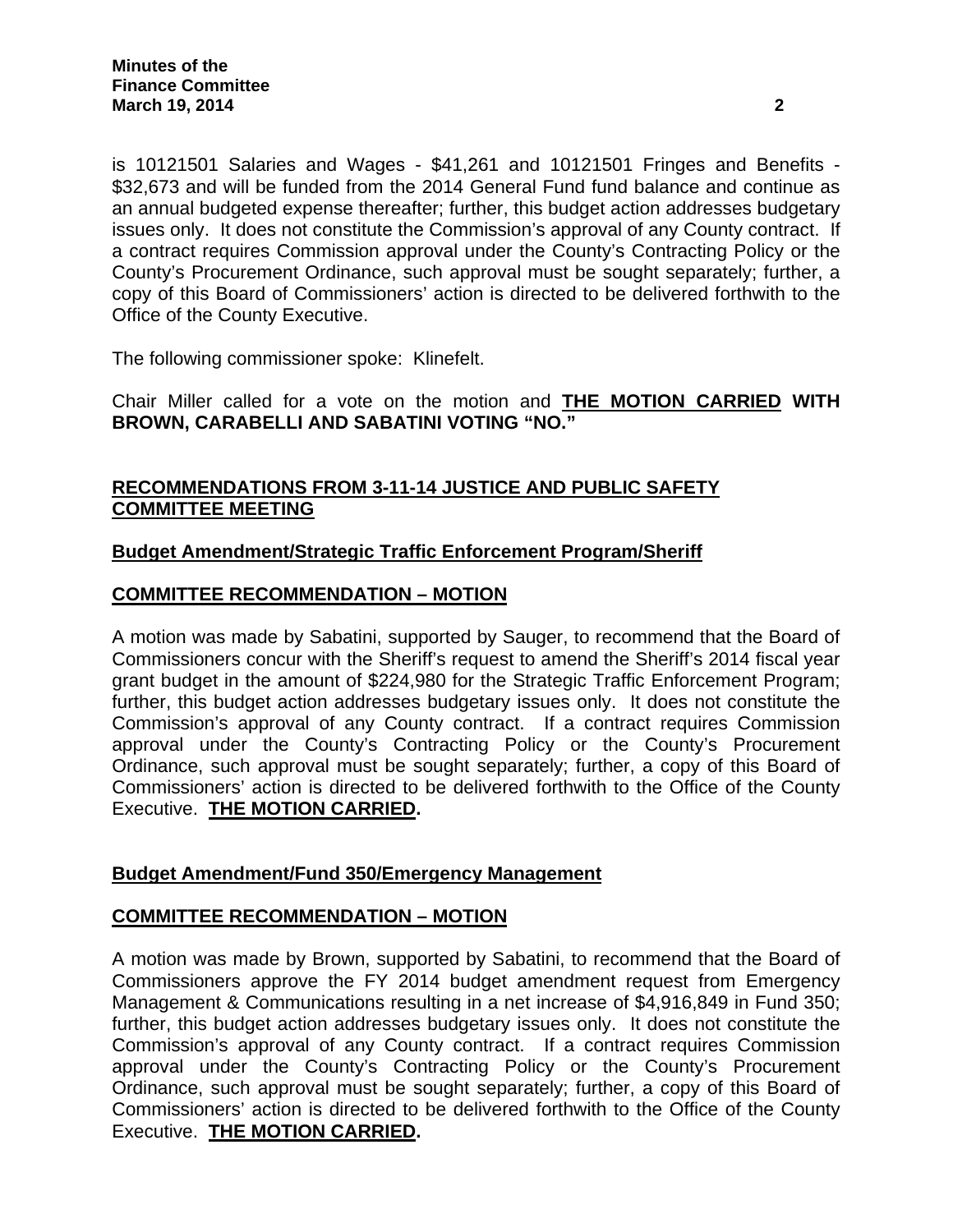is 10121501 Salaries and Wages - $41,261 and 10121501 Fringes and Benefits - $32,673 and will be funded from the 2014 General Fund fund balance and continue as an annual budgeted expense thereafter; further, this budget action addresses budgetary issues only. It does not constitute the Commission's approval of any County contract. If a contract requires Commission approval under the County's Contracting Policy or the County's Procurement Ordinance, such approval must be sought separately; further, a copy of this Board of Commissioners' action is directed to be delivered forthwith to the Office of the County Executive.

The following commissioner spoke: Klinefelt.

Chair Miller called for a vote on the motion and **THE MOTION CARRIED WITH BROWN, CARABELLI AND SABATINI VOTING "NO."**

## RECOMMENDATIONS FROM 3-11-14 JUSTICE AND PUBLIC SAFETY COMMITTEE MEETING

### Budget Amendment/Strategic Traffic Enforcement Program/Sheriff

### COMMITTEE RECOMMENDATION – MOTION

A motion was made by Sabatini, supported by Sauger, to recommend that the Board of Commissioners concur with the Sheriff's request to amend the Sheriff's 2014 fiscal year grant budget in the amount of $224,980 for the Strategic Traffic Enforcement Program; further, this budget action addresses budgetary issues only. It does not constitute the Commission's approval of any County contract. If a contract requires Commission approval under the County's Contracting Policy or the County's Procurement Ordinance, such approval must be sought separately; further, a copy of this Board of Commissioners' action is directed to be delivered forthwith to the Office of the County Executive. **THE MOTION CARRIED.**

### Budget Amendment/Fund 350/Emergency Management

### COMMITTEE RECOMMENDATION – MOTION

A motion was made by Brown, supported by Sabatini, to recommend that the Board of Commissioners approve the FY 2014 budget amendment request from Emergency Management & Communications resulting in a net increase of $4,916,849 in Fund 350; further, this budget action addresses budgetary issues only. It does not constitute the Commission's approval of any County contract. If a contract requires Commission approval under the County's Contracting Policy or the County's Procurement Ordinance, such approval must be sought separately; further, a copy of this Board of Commissioners' action is directed to be delivered forthwith to the Office of the County Executive. **THE MOTION CARRIED.**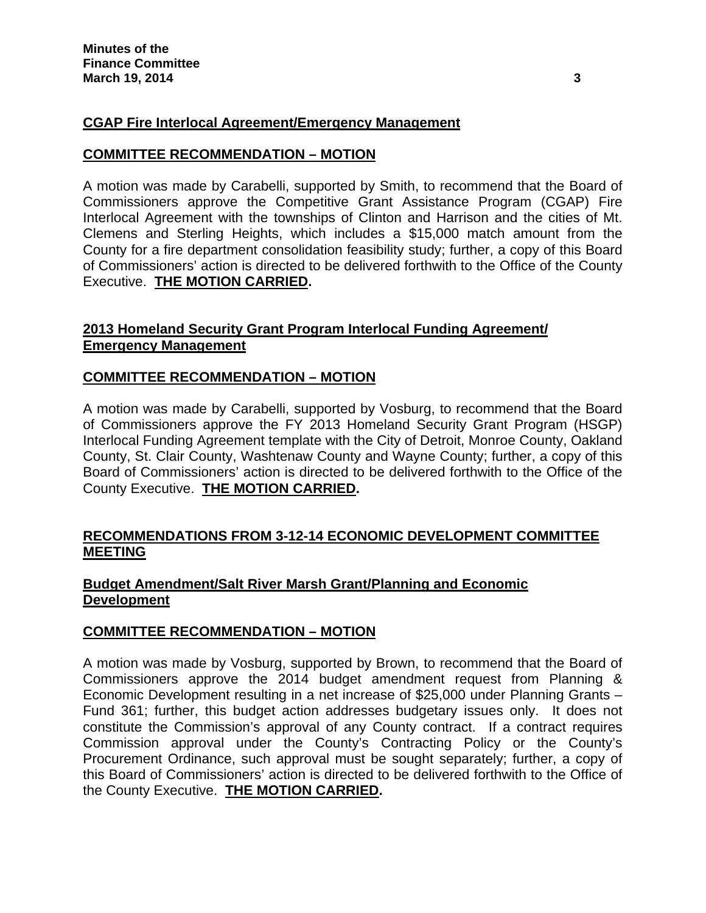**CGAP Fire Interlocal Agreement/Emergency Management**

**COMMITTEE RECOMMENDATION – MOTION**

A motion was made by Carabelli, supported by Smith, to recommend that the Board of Commissioners approve the Competitive Grant Assistance Program (CGAP) Fire Interlocal Agreement with the townships of Clinton and Harrison and the cities of Mt. Clemens and Sterling Heights, which includes a $15,000 match amount from the County for a fire department consolidation feasibility study; further, a copy of this Board of Commissioners' action is directed to be delivered forthwith to the Office of the County Executive. **THE MOTION CARRIED.**

**2013 Homeland Security Grant Program Interlocal Funding Agreement/ Emergency Management**

**COMMITTEE RECOMMENDATION – MOTION**

A motion was made by Carabelli, supported by Vosburg, to recommend that the Board of Commissioners approve the FY 2013 Homeland Security Grant Program (HSGP) Interlocal Funding Agreement template with the City of Detroit, Monroe County, Oakland County, St. Clair County, Washtenaw County and Wayne County; further, a copy of this Board of Commissioners' action is directed to be delivered forthwith to the Office of the County Executive. **THE MOTION CARRIED.**

**RECOMMENDATIONS FROM 3-12-14 ECONOMIC DEVELOPMENT COMMITTEE MEETING**

**Budget Amendment/Salt River Marsh Grant/Planning and Economic Development**

**COMMITTEE RECOMMENDATION – MOTION**

A motion was made by Vosburg, supported by Brown, to recommend that the Board of Commissioners approve the 2014 budget amendment request from Planning & Economic Development resulting in a net increase of $25,000 under Planning Grants – Fund 361; further, this budget action addresses budgetary issues only. It does not constitute the Commission's approval of any County contract. If a contract requires Commission approval under the County's Contracting Policy or the County's Procurement Ordinance, such approval must be sought separately; further, a copy of this Board of Commissioners' action is directed to be delivered forthwith to the Office of the County Executive. **THE MOTION CARRIED.**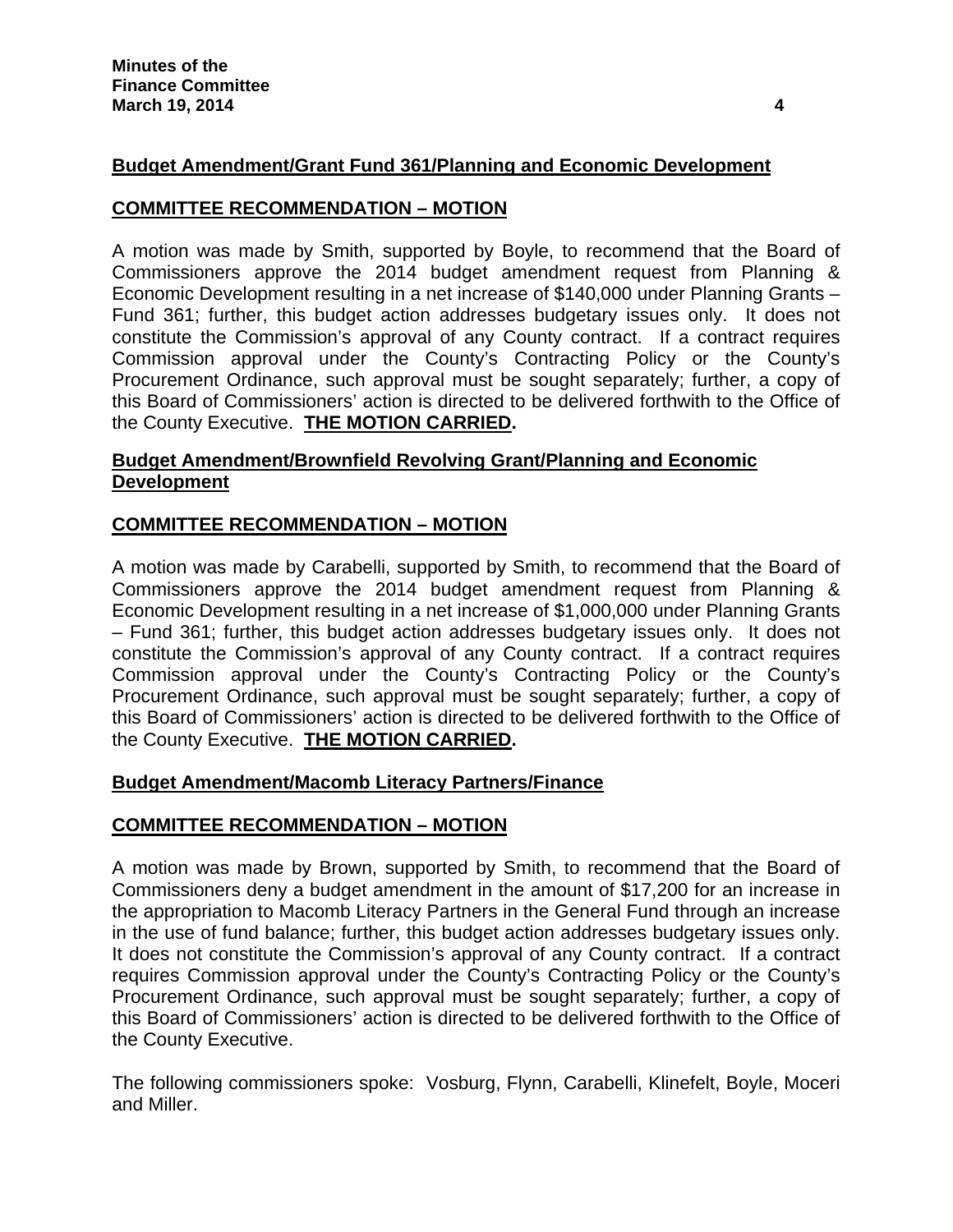**Budget Amendment/Grant Fund 361/Planning and Economic Development**

**COMMITTEE RECOMMENDATION – MOTION**

A motion was made by Smith, supported by Boyle, to recommend that the Board of Commissioners approve the 2014 budget amendment request from Planning & Economic Development resulting in a net increase of $140,000 under Planning Grants – Fund 361; further, this budget action addresses budgetary issues only. It does not constitute the Commission's approval of any County contract. If a contract requires Commission approval under the County's Contracting Policy or the County's Procurement Ordinance, such approval must be sought separately; further, a copy of this Board of Commissioners' action is directed to be delivered forthwith to the Office of the County Executive. **THE MOTION CARRIED.**

**Budget Amendment/Brownfield Revolving Grant/Planning and Economic Development**

**COMMITTEE RECOMMENDATION – MOTION**

A motion was made by Carabelli, supported by Smith, to recommend that the Board of Commissioners approve the 2014 budget amendment request from Planning & Economic Development resulting in a net increase of $1,000,000 under Planning Grants – Fund 361; further, this budget action addresses budgetary issues only. It does not constitute the Commission's approval of any County contract. If a contract requires Commission approval under the County's Contracting Policy or the County's Procurement Ordinance, such approval must be sought separately; further, a copy of this Board of Commissioners' action is directed to be delivered forthwith to the Office of the County Executive. **THE MOTION CARRIED.**

**Budget Amendment/Macomb Literacy Partners/Finance**

**COMMITTEE RECOMMENDATION – MOTION**

A motion was made by Brown, supported by Smith, to recommend that the Board of Commissioners deny a budget amendment in the amount of $17,200 for an increase in the appropriation to Macomb Literacy Partners in the General Fund through an increase in the use of fund balance; further, this budget action addresses budgetary issues only. It does not constitute the Commission's approval of any County contract. If a contract requires Commission approval under the County's Contracting Policy or the County's Procurement Ordinance, such approval must be sought separately; further, a copy of this Board of Commissioners' action is directed to be delivered forthwith to the Office of the County Executive.

The following commissioners spoke: Vosburg, Flynn, Carabelli, Klinefelt, Boyle, Moceri and Miller.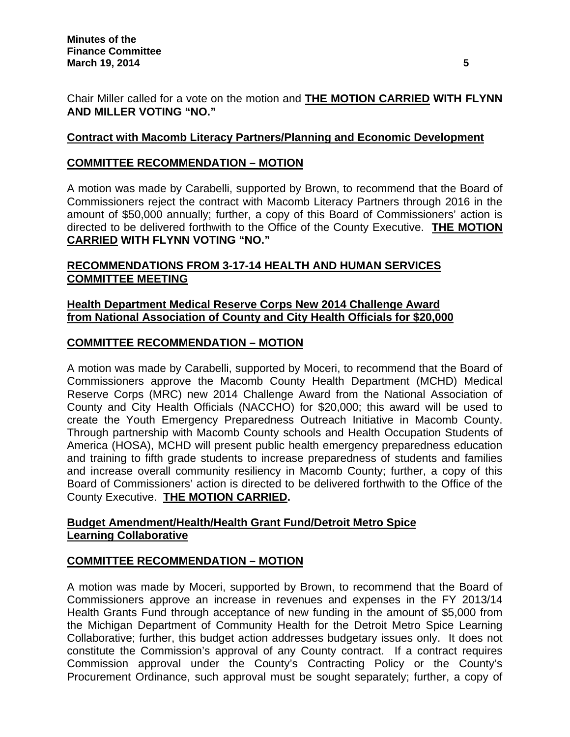Chair Miller called for a vote on the motion and **THE MOTION CARRIED WITH FLYNN AND MILLER VOTING "NO."**

**Contract with Macomb Literacy Partners/Planning and Economic Development**

**COMMITTEE RECOMMENDATION – MOTION**

A motion was made by Carabelli, supported by Brown, to recommend that the Board of Commissioners reject the contract with Macomb Literacy Partners through 2016 in the amount of $50,000 annually; further, a copy of this Board of Commissioners' action is directed to be delivered forthwith to the Office of the County Executive. **THE MOTION CARRIED WITH FLYNN VOTING "NO."**

**RECOMMENDATIONS FROM 3-17-14 HEALTH AND HUMAN SERVICES COMMITTEE MEETING**

**Health Department Medical Reserve Corps New 2014 Challenge Award from National Association of County and City Health Officials for $20,000**

**COMMITTEE RECOMMENDATION – MOTION**

A motion was made by Carabelli, supported by Moceri, to recommend that the Board of Commissioners approve the Macomb County Health Department (MCHD) Medical Reserve Corps (MRC) new 2014 Challenge Award from the National Association of County and City Health Officials (NACCHO) for $20,000; this award will be used to create the Youth Emergency Preparedness Outreach Initiative in Macomb County. Through partnership with Macomb County schools and Health Occupation Students of America (HOSA), MCHD will present public health emergency preparedness education and training to fifth grade students to increase preparedness of students and families and increase overall community resiliency in Macomb County; further, a copy of this Board of Commissioners' action is directed to be delivered forthwith to the Office of the County Executive. **THE MOTION CARRIED.**

**Budget Amendment/Health/Health Grant Fund/Detroit Metro Spice Learning Collaborative**

**COMMITTEE RECOMMENDATION – MOTION**

A motion was made by Moceri, supported by Brown, to recommend that the Board of Commissioners approve an increase in revenues and expenses in the FY 2013/14 Health Grants Fund through acceptance of new funding in the amount of $5,000 from the Michigan Department of Community Health for the Detroit Metro Spice Learning Collaborative; further, this budget action addresses budgetary issues only. It does not constitute the Commission's approval of any County contract. If a contract requires Commission approval under the County's Contracting Policy or the County's Procurement Ordinance, such approval must be sought separately; further, a copy of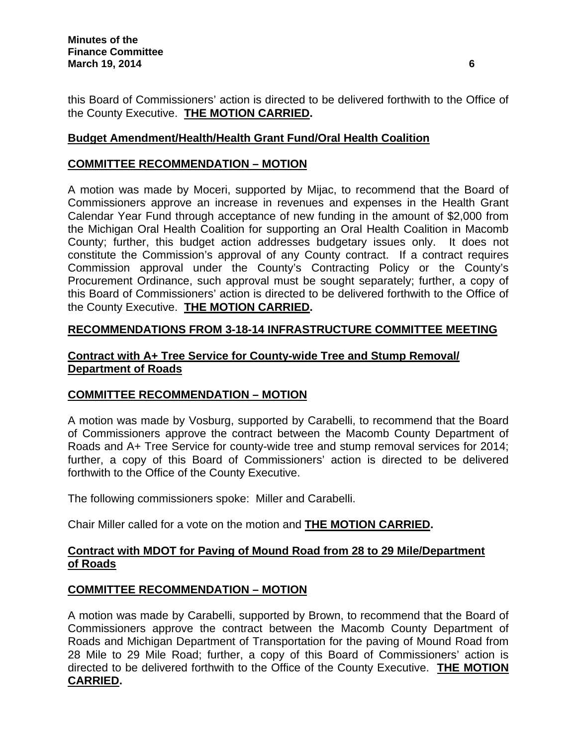this Board of Commissioners' action is directed to be delivered forthwith to the Office of the County Executive. **THE MOTION CARRIED.**

**Budget Amendment/Health/Health Grant Fund/Oral Health Coalition**

**COMMITTEE RECOMMENDATION – MOTION**

A motion was made by Moceri, supported by Mijac, to recommend that the Board of Commissioners approve an increase in revenues and expenses in the Health Grant Calendar Year Fund through acceptance of new funding in the amount of $2,000 from the Michigan Oral Health Coalition for supporting an Oral Health Coalition in Macomb County; further, this budget action addresses budgetary issues only. It does not constitute the Commission's approval of any County contract. If a contract requires Commission approval under the County's Contracting Policy or the County's Procurement Ordinance, such approval must be sought separately; further, a copy of this Board of Commissioners' action is directed to be delivered forthwith to the Office of the County Executive. **THE MOTION CARRIED.**

**RECOMMENDATIONS FROM 3-18-14 INFRASTRUCTURE COMMITTEE MEETING**

**Contract with A+ Tree Service for County-wide Tree and Stump Removal/ Department of Roads**

**COMMITTEE RECOMMENDATION – MOTION**

A motion was made by Vosburg, supported by Carabelli, to recommend that the Board of Commissioners approve the contract between the Macomb County Department of Roads and A+ Tree Service for county-wide tree and stump removal services for 2014; further, a copy of this Board of Commissioners' action is directed to be delivered forthwith to the Office of the County Executive.

The following commissioners spoke: Miller and Carabelli.

Chair Miller called for a vote on the motion and **THE MOTION CARRIED.**

**Contract with MDOT for Paving of Mound Road from 28 to 29 Mile/Department of Roads**

**COMMITTEE RECOMMENDATION – MOTION**

A motion was made by Carabelli, supported by Brown, to recommend that the Board of Commissioners approve the contract between the Macomb County Department of Roads and Michigan Department of Transportation for the paving of Mound Road from 28 Mile to 29 Mile Road; further, a copy of this Board of Commissioners' action is directed to be delivered forthwith to the Office of the County Executive. **THE MOTION CARRIED.**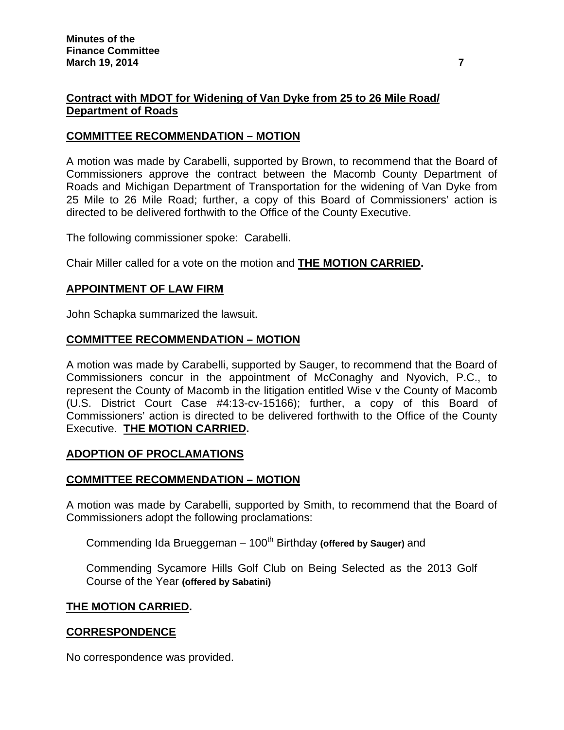**Contract with MDOT for Widening of Van Dyke from 25 to 26 Mile Road/ Department of Roads**

**COMMITTEE RECOMMENDATION – MOTION**

A motion was made by Carabelli, supported by Brown, to recommend that the Board of Commissioners approve the contract between the Macomb County Department of Roads and Michigan Department of Transportation for the widening of Van Dyke from 25 Mile to 26 Mile Road; further, a copy of this Board of Commissioners' action is directed to be delivered forthwith to the Office of the County Executive.

The following commissioner spoke: Carabelli.

Chair Miller called for a vote on the motion and **THE MOTION CARRIED.**

**APPOINTMENT OF LAW FIRM**

John Schapka summarized the lawsuit.

**COMMITTEE RECOMMENDATION – MOTION**

A motion was made by Carabelli, supported by Sauger, to recommend that the Board of Commissioners concur in the appointment of McConaghy and Nyovich, P.C., to represent the County of Macomb in the litigation entitled Wise v the County of Macomb (U.S. District Court Case #4:13-cv-15166); further, a copy of this Board of Commissioners' action is directed to be delivered forthwith to the Office of the County Executive. **THE MOTION CARRIED.**

**ADOPTION OF PROCLAMATIONS**

**COMMITTEE RECOMMENDATION – MOTION**

A motion was made by Carabelli, supported by Smith, to recommend that the Board of Commissioners adopt the following proclamations:

Commending Ida Brueggeman – 100th Birthday **(offered by Sauger)** and

Commending Sycamore Hills Golf Club on Being Selected as the 2013 Golf Course of the Year **(offered by Sabatini)**

**THE MOTION CARRIED.**

**CORRESPONDENCE**

No correspondence was provided.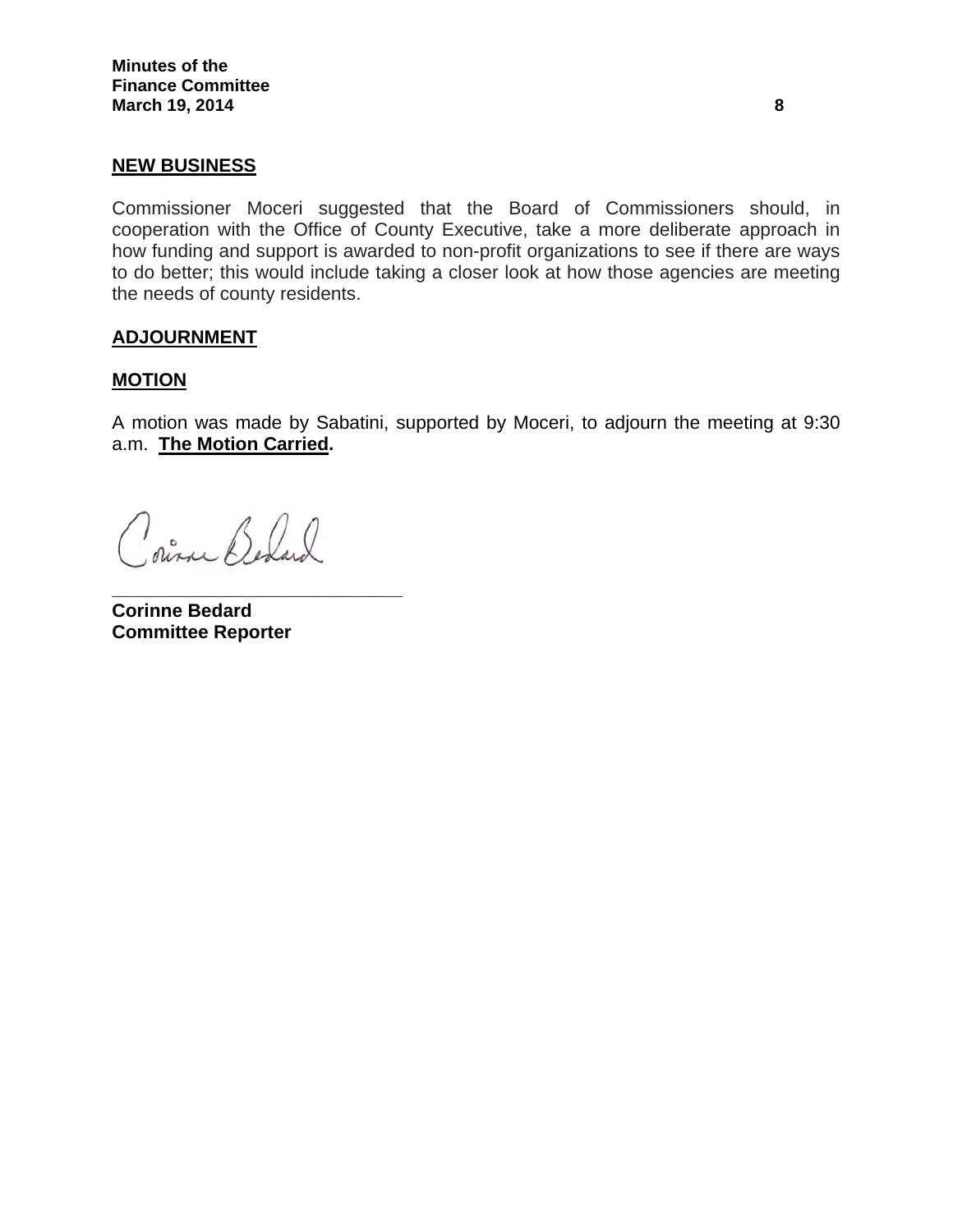## NEW BUSINESS

Commissioner Moceri suggested that the Board of Commissioners should, in cooperation with the Office of County Executive, take a more deliberate approach in how funding and support is awarded to non-profit organizations to see if there are ways to do better; this would include taking a closer look at how those agencies are meeting the needs of county residents.

## ADJOURNMENT

## MOTION

A motion was made by Sabatini, supported by Moceri, to adjourn the meeting at 9:30 a.m. **The Motion Carried.**

\_\_\_\_\_\_\_\_\_\_\_\_\_\_\_\_\_\_\_\_\_\_\_\_\_\_\_\_\_\_

**Corinne Bedard**
**Committee Reporter**